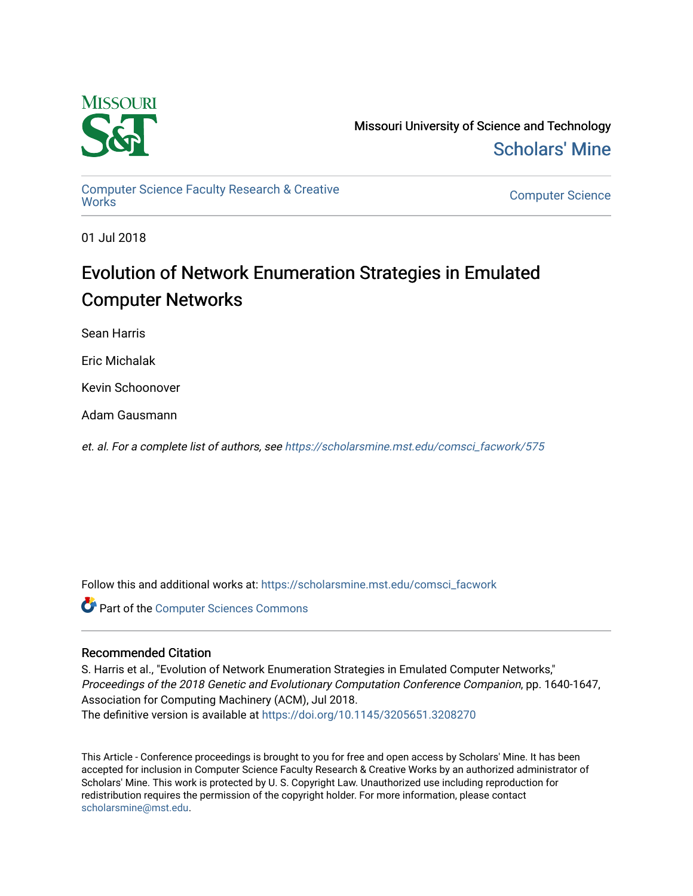Missouri University of Science and Technology

Scholars' Mine

Computer Science Faculty Research & Creative Works

Computer Science

01 Jul 2018

# Evolution of Network Enumeration Strategies in Emulated Computer Networks

Sean Harris

Eric Michalak

Kevin Schoonover

Adam Gausmann

*et. al. For a complete list of authors, see https://scholarsmine.mst.edu/comsci_facwork/575*

Follow this and additional works at: https://scholarsmine.mst.edu/comsci_facwork

Part of the Computer Sciences Commons

## Recommended Citation

S. Harris et al., "Evolution of Network Enumeration Strategies in Emulated Computer Networks," *Proceedings of the 2018 Genetic and Evolutionary Computation Conference Companion*, pp. 1640-1647, Association for Computing Machinery (ACM), Jul 2018.

The definitive version is available at https://doi.org/10.1145/3205651.3208270

This Article - Conference proceedings is brought to you for free and open access by Scholars' Mine. It has been accepted for inclusion in Computer Science Faculty Research & Creative Works by an authorized administrator of Scholars' Mine. This work is protected by U. S. Copyright Law. Unauthorized use including reproduction for redistribution requires the permission of the copyright holder. For more information, please contact scholarsmine@mst.edu.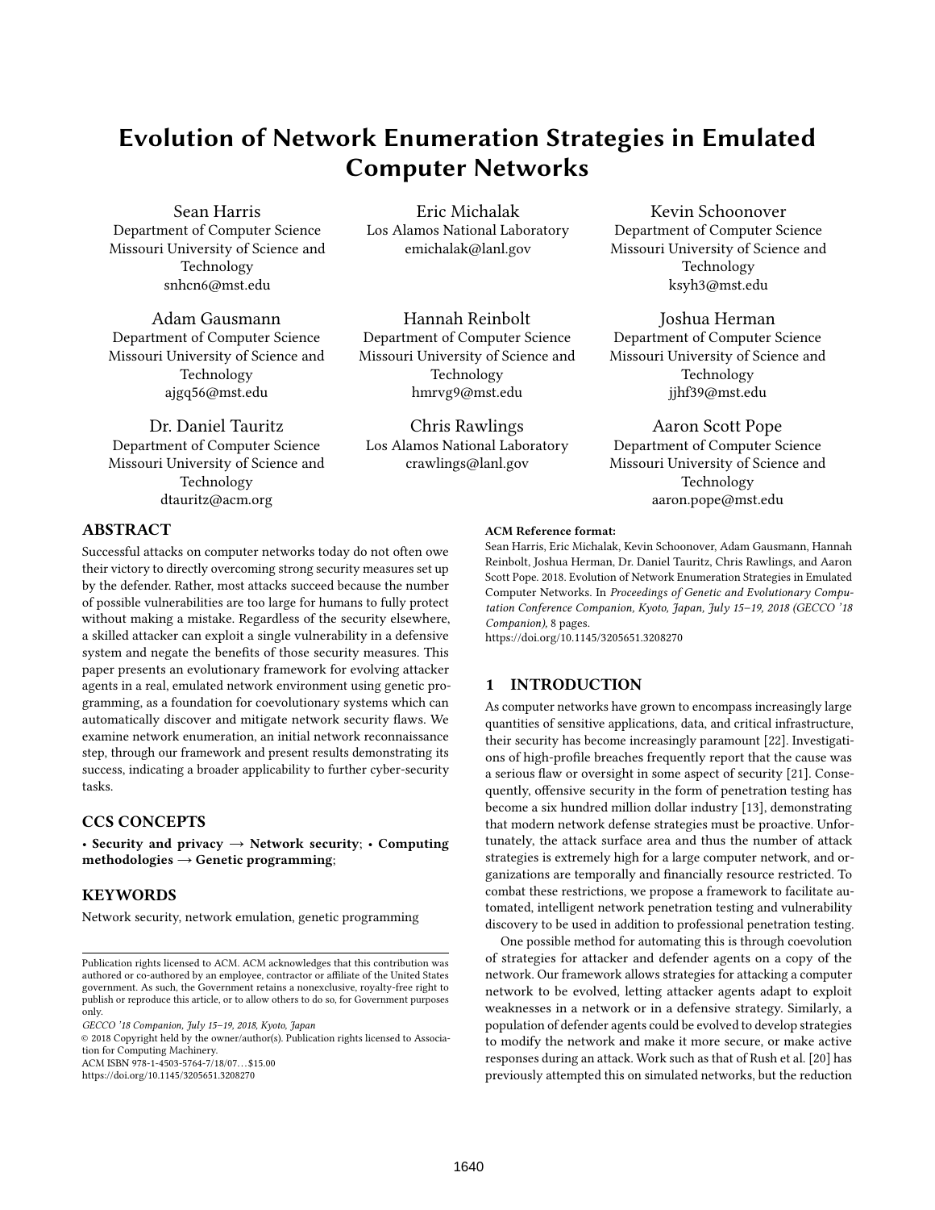# Evolution of Network Enumeration Strategies in Emulated Computer Networks

Sean Harris
Department of Computer Science
Missouri University of Science and Technology
snhcn6@mst.edu

Eric Michalak
Los Alamos National Laboratory
emichalak@lanl.gov

Kevin Schoonover
Department of Computer Science
Missouri University of Science and Technology
ksyh3@mst.edu

Adam Gausmann
Department of Computer Science
Missouri University of Science and Technology
ajgq56@mst.edu

Hannah Reinbolt
Department of Computer Science
Missouri University of Science and Technology
hmrvg9@mst.edu

Joshua Herman
Department of Computer Science
Missouri University of Science and Technology
jjhf39@mst.edu

Dr. Daniel Tauritz
Department of Computer Science
Missouri University of Science and Technology
dtauritz@acm.org

Chris Rawlings
Los Alamos National Laboratory
crawlings@lanl.gov

Aaron Scott Pope
Department of Computer Science
Missouri University of Science and Technology
aaron.pope@mst.edu

## ABSTRACT

Successful attacks on computer networks today do not often owe their victory to directly overcoming strong security measures set up by the defender. Rather, most attacks succeed because the number of possible vulnerabilities are too large for humans to fully protect without making a mistake. Regardless of the security elsewhere, a skilled attacker can exploit a single vulnerability in a defensive system and negate the benefits of those security measures. This paper presents an evolutionary framework for evolving attacker agents in a real, emulated network environment using genetic programming, as a foundation for coevolutionary systems which can automatically discover and mitigate network security flaws. We examine network enumeration, an initial network reconnaissance step, through our framework and present results demonstrating its success, indicating a broader applicability to further cyber-security tasks.

## CCS CONCEPTS

• **Security and privacy → Network security**; • **Computing methodologies → Genetic programming**;

## KEYWORDS

Network security, network emulation, genetic programming

Publication rights licensed to ACM. ACM acknowledges that this contribution was authored or co-authored by an employee, contractor or affiliate of the United States government. As such, the Government retains a nonexclusive, royalty-free right to publish or reproduce this article, or to allow others to do so, for Government purposes only.

*GECCO '18 Companion, July 15–19, 2018, Kyoto, Japan*

© 2018 Copyright held by the owner/author(s). Publication rights licensed to Association for Computing Machinery.

ACM ISBN 978-1-4503-5764-7/18/07…$15.00

https://doi.org/10.1145/3205651.3208270

**ACM Reference format:**

Sean Harris, Eric Michalak, Kevin Schoonover, Adam Gausmann, Hannah Reinbolt, Joshua Herman, Dr. Daniel Tauritz, Chris Rawlings, and Aaron Scott Pope. 2018. Evolution of Network Enumeration Strategies in Emulated Computer Networks. In *Proceedings of Genetic and Evolutionary Computation Conference Companion, Kyoto, Japan, July 15–19, 2018 (GECCO '18 Companion),* 8 pages.

https://doi.org/10.1145/3205651.3208270

## 1 INTRODUCTION

As computer networks have grown to encompass increasingly large quantities of sensitive applications, data, and critical infrastructure, their security has become increasingly paramount [22]. Investigations of high-profile breaches frequently report that the cause was a serious flaw or oversight in some aspect of security [21]. Consequently, offensive security in the form of penetration testing has become a six hundred million dollar industry [13], demonstrating that modern network defense strategies must be proactive. Unfortunately, the attack surface area and thus the number of attack strategies is extremely high for a large computer network, and organizations are temporally and financially resource restricted. To combat these restrictions, we propose a framework to facilitate automated, intelligent network penetration testing and vulnerability discovery to be used in addition to professional penetration testing.

One possible method for automating this is through coevolution of strategies for attacker and defender agents on a copy of the network. Our framework allows strategies for attacking a computer network to be evolved, letting attacker agents adapt to exploit weaknesses in a network or in a defensive strategy. Similarly, a population of defender agents could be evolved to develop strategies to modify the network and make it more secure, or make active responses during an attack. Work such as that of Rush et al. [20] has previously attempted this on simulated networks, but the reduction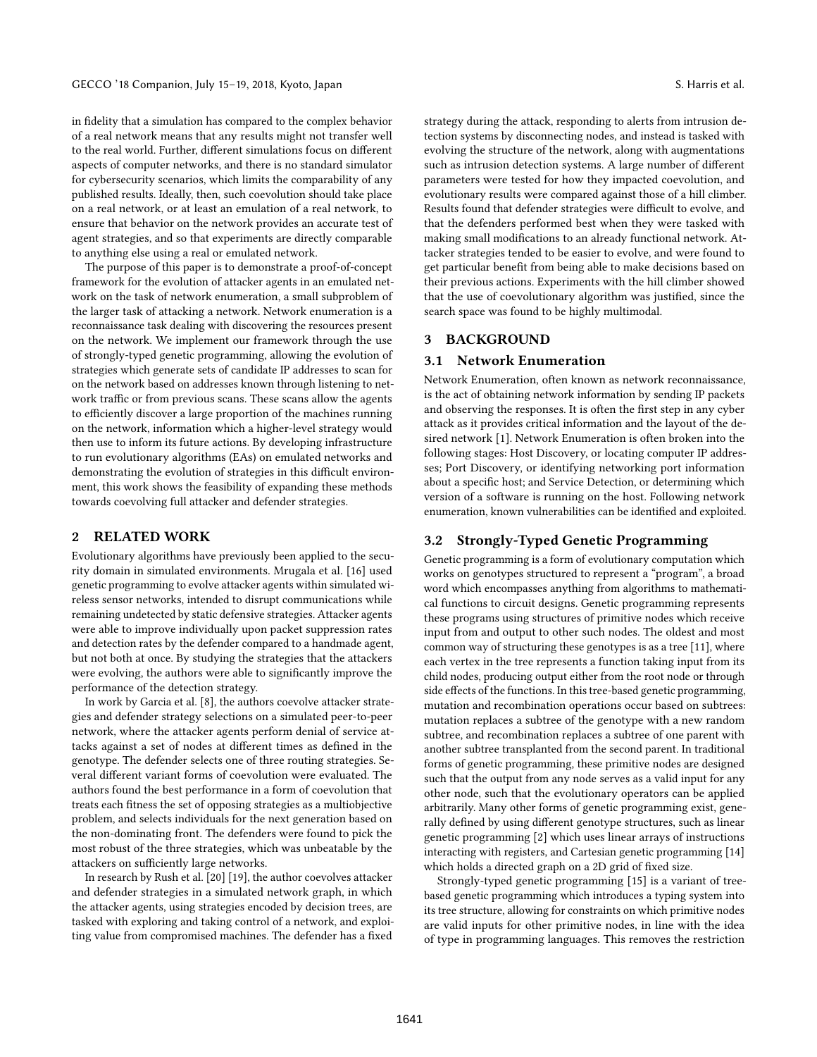in fidelity that a simulation has compared to the complex behavior of a real network means that any results might not transfer well to the real world. Further, different simulations focus on different aspects of computer networks, and there is no standard simulator for cybersecurity scenarios, which limits the comparability of any published results. Ideally, then, such coevolution should take place on a real network, or at least an emulation of a real network, to ensure that behavior on the network provides an accurate test of agent strategies, and so that experiments are directly comparable to anything else using a real or emulated network.

The purpose of this paper is to demonstrate a proof-of-concept framework for the evolution of attacker agents in an emulated network on the task of network enumeration, a small subproblem of the larger task of attacking a network. Network enumeration is a reconnaissance task dealing with discovering the resources present on the network. We implement our framework through the use of strongly-typed genetic programming, allowing the evolution of strategies which generate sets of candidate IP addresses to scan for on the network based on addresses known through listening to network traffic or from previous scans. These scans allow the agents to efficiently discover a large proportion of the machines running on the network, information which a higher-level strategy would then use to inform its future actions. By developing infrastructure to run evolutionary algorithms (EAs) on emulated networks and demonstrating the evolution of strategies in this difficult environment, this work shows the feasibility of expanding these methods towards coevolving full attacker and defender strategies.

## 2 RELATED WORK

Evolutionary algorithms have previously been applied to the security domain in simulated environments. Mrugala et al. [16] used genetic programming to evolve attacker agents within simulated wireless sensor networks, intended to disrupt communications while remaining undetected by static defensive strategies. Attacker agents were able to improve individually upon packet suppression rates and detection rates by the defender compared to a handmade agent, but not both at once. By studying the strategies that the attackers were evolving, the authors were able to significantly improve the performance of the detection strategy.

In work by Garcia et al. [8], the authors coevolve attacker strategies and defender strategy selections on a simulated peer-to-peer network, where the attacker agents perform denial of service attacks against a set of nodes at different times as defined in the genotype. The defender selects one of three routing strategies. Several different variant forms of coevolution were evaluated. The authors found the best performance in a form of coevolution that treats each fitness the set of opposing strategies as a multiobjective problem, and selects individuals for the next generation based on the non-dominating front. The defenders were found to pick the most robust of the three strategies, which was unbeatable by the attackers on sufficiently large networks.

In research by Rush et al. [20] [19], the author coevolves attacker and defender strategies in a simulated network graph, in which the attacker agents, using strategies encoded by decision trees, are tasked with exploring and taking control of a network, and exploiting value from compromised machines. The defender has a fixed strategy during the attack, responding to alerts from intrusion detection systems by disconnecting nodes, and instead is tasked with evolving the structure of the network, along with augmentations such as intrusion detection systems. A large number of different parameters were tested for how they impacted coevolution, and evolutionary results were compared against those of a hill climber. Results found that defender strategies were difficult to evolve, and that the defenders performed best when they were tasked with making small modifications to an already functional network. Attacker strategies tended to be easier to evolve, and were found to get particular benefit from being able to make decisions based on their previous actions. Experiments with the hill climber showed that the use of coevolutionary algorithm was justified, since the search space was found to be highly multimodal.

## 3 BACKGROUND

### 3.1 Network Enumeration

Network Enumeration, often known as network reconnaissance, is the act of obtaining network information by sending IP packets and observing the responses. It is often the first step in any cyber attack as it provides critical information and the layout of the desired network [1]. Network Enumeration is often broken into the following stages: Host Discovery, or locating computer IP addresses; Port Discovery, or identifying networking port information about a specific host; and Service Detection, or determining which version of a software is running on the host. Following network enumeration, known vulnerabilities can be identified and exploited.

### 3.2 Strongly-Typed Genetic Programming

Genetic programming is a form of evolutionary computation which works on genotypes structured to represent a "program", a broad word which encompasses anything from algorithms to mathematical functions to circuit designs. Genetic programming represents these programs using structures of primitive nodes which receive input from and output to other such nodes. The oldest and most common way of structuring these genotypes is as a tree [11], where each vertex in the tree represents a function taking input from its child nodes, producing output either from the root node or through side effects of the functions. In this tree-based genetic programming, mutation and recombination operations occur based on subtrees: mutation replaces a subtree of the genotype with a new random subtree, and recombination replaces a subtree of one parent with another subtree transplanted from the second parent. In traditional forms of genetic programming, these primitive nodes are designed such that the output from any node serves as a valid input for any other node, such that the evolutionary operators can be applied arbitrarily. Many other forms of genetic programming exist, generally defined by using different genotype structures, such as linear genetic programming [2] which uses linear arrays of instructions interacting with registers, and Cartesian genetic programming [14] which holds a directed graph on a 2D grid of fixed size.

Strongly-typed genetic programming [15] is a variant of tree-based genetic programming which introduces a typing system into its tree structure, allowing for constraints on which primitive nodes are valid inputs for other primitive nodes, in line with the idea of type in programming languages. This removes the restriction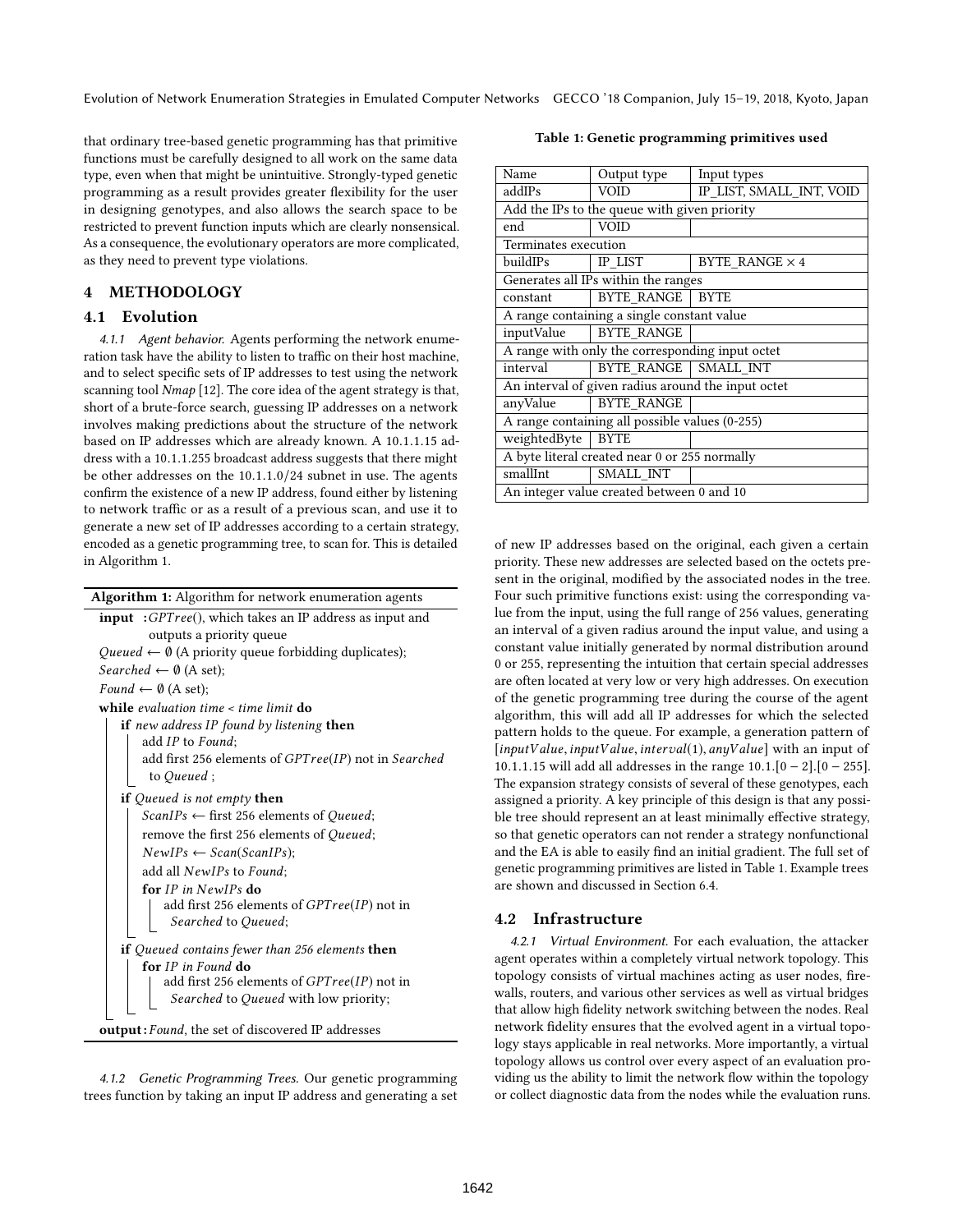that ordinary tree-based genetic programming has that primitive functions must be carefully designed to all work on the same data type, even when that might be unintuitive. Strongly-typed genetic programming as a result provides greater flexibility for the user in designing genotypes, and also allows the search space to be restricted to prevent function inputs which are clearly nonsensical. As a consequence, the evolutionary operators are more complicated, as they need to prevent type violations.

## 4 METHODOLOGY

### 4.1 Evolution

*4.1.1 Agent behavior.* Agents performing the network enumeration task have the ability to listen to traffic on their host machine, and to select specific sets of IP addresses to test using the network scanning tool *Nmap* [12]. The core idea of the agent strategy is that, short of a brute-force search, guessing IP addresses on a network involves making predictions about the structure of the network based on IP addresses which are already known. A 10.1.1.15 address with a 10.1.1.255 broadcast address suggests that there might be other addresses on the 10.1.1.0/24 subnet in use. The agents confirm the existence of a new IP address, found either by listening to network traffic or as a result of a previous scan, and use it to generate a new set of IP addresses according to a certain strategy, encoded as a genetic programming tree, to scan for. This is detailed in Algorithm 1.

**Algorithm 1:** Algorithm for network enumeration agents

```
input  : GPTree(), which takes an IP address as input and
         outputs a priority queue
Queued ← ∅ (A priority queue forbidding duplicates);
Searched ← ∅ (A set);
Found ← ∅ (A set);
while evaluation time < time limit do
    if new address IP found by listening then
        add IP to Found;
        add first 256 elements of GPTree(IP) not in Searched
          to Queued ;
    if Queued is not empty then
        ScanIPs ← first 256 elements of Queued;
        remove the first 256 elements of Queued;
        NewIPs ← Scan(ScanIPs);
        add all NewIPs to Found;
        for IP in NewIPs do
            add first 256 elements of GPTree(IP) not in
              Searched to Queued;
    if Queued contains fewer than 256 elements then
        for IP in Found do
            add first 256 elements of GPTree(IP) not in
              Searched to Queued with low priority;
output : Found, the set of discovered IP addresses
```

*4.1.2 Genetic Programming Trees.* Our genetic programming trees function by taking an input IP address and generating a set of new IP addresses based on the original, each given a certain priority. These new addresses are selected based on the octets present in the original, modified by the associated nodes in the tree. Four such primitive functions exist: using the corresponding value from the input, using the full range of 256 values, generating an interval of a given radius around the input value, and using a constant value initially generated by normal distribution around 0 or 255, representing the intuition that certain special addresses are often located at very low or very high addresses. On execution of the genetic programming tree during the course of the agent algorithm, this will add all IP addresses for which the selected pattern holds to the queue. For example, a generation pattern of $[inputValue, inputValue, interval(1), anyValue]$ with an input of 10.1.1.15 will add all addresses in the range 10.1.$[0-2]$.$[0-255]$. The expansion strategy consists of several of these genotypes, each assigned a priority. A key principle of this design is that any possible tree should represent an at least minimally effective strategy, so that genetic operators can not render a strategy nonfunctional and the EA is able to easily find an initial gradient. The full set of genetic programming primitives are listed in Table 1. Example trees are shown and discussed in Section 6.4.

**Table 1: Genetic programming primitives used**

| Name | Output type | Input types |
|---|---|---|
| addIPs | VOID | IP_LIST, SMALL_INT, VOID |
| Add the IPs to the queue with given priority | | |
| end | VOID | |
| Terminates execution | | |
| buildIPs | IP_LIST | BYTE_RANGE $\times$ 4 |
| Generates all IPs within the ranges | | |
| constant | BYTE_RANGE | BYTE |
| A range containing a single constant value | | |
| inputValue | BYTE_RANGE | |
| A range with only the corresponding input octet | | |
| interval | BYTE_RANGE | SMALL_INT |
| An interval of given radius around the input octet | | |
| anyValue | BYTE_RANGE | |
| A range containing all possible values (0-255) | | |
| weightedByte | BYTE | |
| A byte literal created near 0 or 255 normally | | |
| smallInt | SMALL_INT | |
| An integer value created between 0 and 10 | | |

### 4.2 Infrastructure

*4.2.1 Virtual Environment.* For each evaluation, the attacker agent operates within a completely virtual network topology. This topology consists of virtual machines acting as user nodes, firewalls, routers, and various other services as well as virtual bridges that allow high fidelity network switching between the nodes. Real network fidelity ensures that the evolved agent in a virtual topology stays applicable in real networks. More importantly, a virtual topology allows us control over every aspect of an evaluation providing us the ability to limit the network flow within the topology or collect diagnostic data from the nodes while the evaluation runs.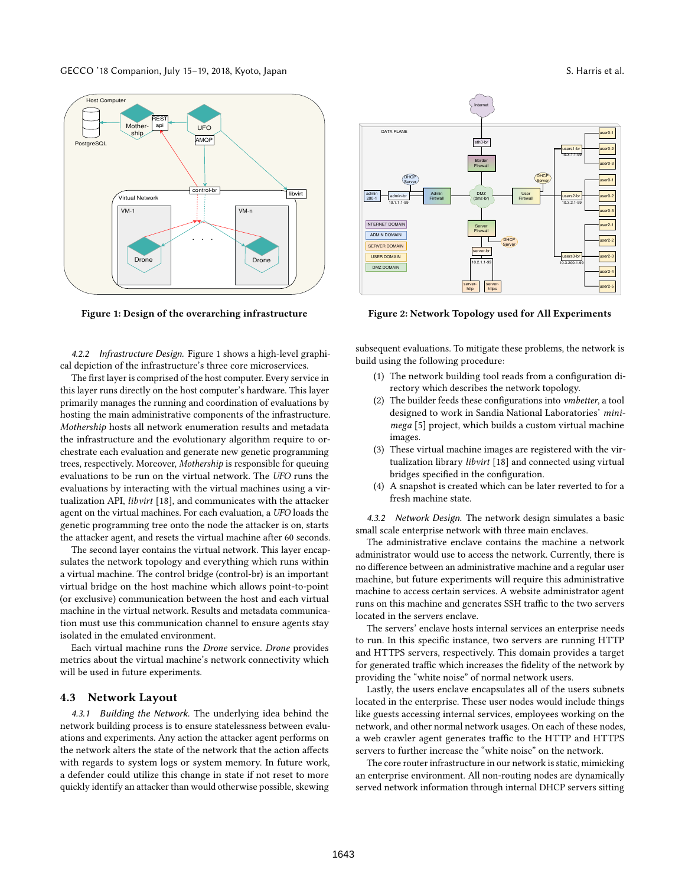Figure 1: Design of the overarching infrastructure

Figure 2: Network Topology used for All Experiments

*4.2.2 Infrastructure Design.* Figure 1 shows a high-level graphical depiction of the infrastructure's three core microservices.

The first layer is comprised of the host computer. Every service in this layer runs directly on the host computer's hardware. This layer primarily manages the running and coordination of evaluations by hosting the main administrative components of the infrastructure. *Mothership* hosts all network enumeration results and metadata the infrastructure and the evolutionary algorithm require to orchestrate each evaluation and generate new genetic programming trees, respectively. Moreover, *Mothership* is responsible for queuing evaluations to be run on the virtual network. The *UFO* runs the evaluations by interacting with the virtual machines using a virtualization API, *libvirt* [18], and communicates with the attacker agent on the virtual machines. For each evaluation, a *UFO* loads the genetic programming tree onto the node the attacker is on, starts the attacker agent, and resets the virtual machine after 60 seconds.

The second layer contains the virtual network. This layer encapsulates the network topology and everything which runs within a virtual machine. The control bridge (control-br) is an important virtual bridge on the host machine which allows point-to-point (or exclusive) communication between the host and each virtual machine in the virtual network. Results and metadata communication must use this communication channel to ensure agents stay isolated in the emulated environment.

Each virtual machine runs the *Drone* service. *Drone* provides metrics about the virtual machine's network connectivity which will be used in future experiments.

## 4.3 Network Layout

*4.3.1 Building the Network.* The underlying idea behind the network building process is to ensure statelessness between evaluations and experiments. Any action the attacker agent performs on the network alters the state of the network that the action affects with regards to system logs or system memory. In future work, a defender could utilize this change in state if not reset to more quickly identify an attacker than would otherwise possible, skewing subsequent evaluations. To mitigate these problems, the network is build using the following procedure:

1. The network building tool reads from a configuration directory which describes the network topology.
2. The builder feeds these configurations into *vmbetter*, a tool designed to work in Sandia National Laboratories' *minimega* [5] project, which builds a custom virtual machine images.
3. These virtual machine images are registered with the virtualization library *libvirt* [18] and connected using virtual bridges specified in the configuration.
4. A snapshot is created which can be later reverted to for a fresh machine state.

*4.3.2 Network Design.* The network design simulates a basic small scale enterprise network with three main enclaves.

The administrative enclave contains the machine a network administrator would use to access the network. Currently, there is no difference between an administrative machine and a regular user machine, but future experiments will require this administrative machine to access certain services. A website administrator agent runs on this machine and generates SSH traffic to the two servers located in the servers enclave.

The servers' enclave hosts internal services an enterprise needs to run. In this specific instance, two servers are running HTTP and HTTPS servers, respectively. This domain provides a target for generated traffic which increases the fidelity of the network by providing the "white noise" of normal network users.

Lastly, the users enclave encapsulates all of the users subnets located in the enterprise. These user nodes would include things like guests accessing internal services, employees working on the network, and other normal network usages. On each of these nodes, a web crawler agent generates traffic to the HTTP and HTTPS servers to further increase the "white noise" on the network.

The core router infrastructure in our network is static, mimicking an enterprise environment. All non-routing nodes are dynamically served network information through internal DHCP servers sitting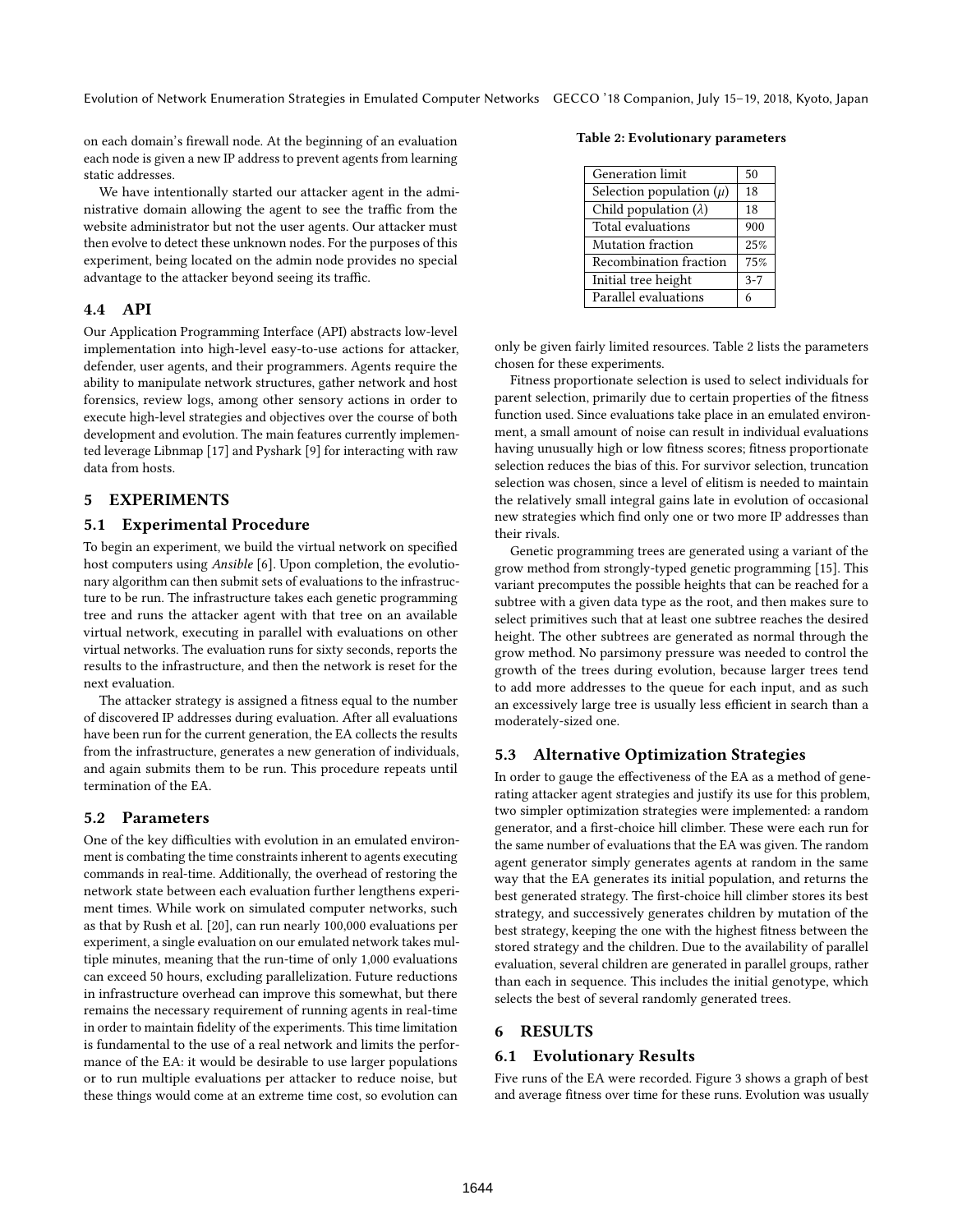on each domain's firewall node. At the beginning of an evaluation each node is given a new IP address to prevent agents from learning static addresses.

We have intentionally started our attacker agent in the administrative domain allowing the agent to see the traffic from the website administrator but not the user agents. Our attacker must then evolve to detect these unknown nodes. For the purposes of this experiment, being located on the admin node provides no special advantage to the attacker beyond seeing its traffic.

## 4.4 API

Our Application Programming Interface (API) abstracts low-level implementation into high-level easy-to-use actions for attacker, defender, user agents, and their programmers. Agents require the ability to manipulate network structures, gather network and host forensics, review logs, among other sensory actions in order to execute high-level strategies and objectives over the course of both development and evolution. The main features currently implemented leverage Libnmap [17] and Pyshark [9] for interacting with raw data from hosts.

# 5 EXPERIMENTS

## 5.1 Experimental Procedure

To begin an experiment, we build the virtual network on specified host computers using *Ansible* [6]. Upon completion, the evolutionary algorithm can then submit sets of evaluations to the infrastructure to be run. The infrastructure takes each genetic programming tree and runs the attacker agent with that tree on an available virtual network, executing in parallel with evaluations on other virtual networks. The evaluation runs for sixty seconds, reports the results to the infrastructure, and then the network is reset for the next evaluation.

The attacker strategy is assigned a fitness equal to the number of discovered IP addresses during evaluation. After all evaluations have been run for the current generation, the EA collects the results from the infrastructure, generates a new generation of individuals, and again submits them to be run. This procedure repeats until termination of the EA.

## 5.2 Parameters

One of the key difficulties with evolution in an emulated environment is combating the time constraints inherent to agents executing commands in real-time. Additionally, the overhead of restoring the network state between each evaluation further lengthens experiment times. While work on simulated computer networks, such as that by Rush et al. [20], can run nearly 100,000 evaluations per experiment, a single evaluation on our emulated network takes multiple minutes, meaning that the run-time of only 1,000 evaluations can exceed 50 hours, excluding parallelization. Future reductions in infrastructure overhead can improve this somewhat, but there remains the necessary requirement of running agents in real-time in order to maintain fidelity of the experiments. This time limitation is fundamental to the use of a real network and limits the performance of the EA: it would be desirable to use larger populations or to run multiple evaluations per attacker to reduce noise, but these things would come at an extreme time cost, so evolution can only be given fairly limited resources. Table 2 lists the parameters chosen for these experiments.

**Table 2: Evolutionary parameters**

| Parameter | Value |
|---|---|
| Generation limit | 50 |
| Selection population ($\mu$) | 18 |
| Child population ($\lambda$) | 18 |
| Total evaluations | 900 |
| Mutation fraction | 25% |
| Recombination fraction | 75% |
| Initial tree height | 3-7 |
| Parallel evaluations | 6 |

Fitness proportionate selection is used to select individuals for parent selection, primarily due to certain properties of the fitness function used. Since evaluations take place in an emulated environment, a small amount of noise can result in individual evaluations having unusually high or low fitness scores; fitness proportionate selection reduces the bias of this. For survivor selection, truncation selection was chosen, since a level of elitism is needed to maintain the relatively small integral gains late in evolution of occasional new strategies which find only one or two more IP addresses than their rivals.

Genetic programming trees are generated using a variant of the grow method from strongly-typed genetic programming [15]. This variant precomputes the possible heights that can be reached for a subtree with a given data type as the root, and then makes sure to select primitives such that at least one subtree reaches the desired height. The other subtrees are generated as normal through the grow method. No parsimony pressure was needed to control the growth of the trees during evolution, because larger trees tend to add more addresses to the queue for each input, and as such an excessively large tree is usually less efficient in search than a moderately-sized one.

## 5.3 Alternative Optimization Strategies

In order to gauge the effectiveness of the EA as a method of generating attacker agent strategies and justify its use for this problem, two simpler optimization strategies were implemented: a random generator, and a first-choice hill climber. These were each run for the same number of evaluations that the EA was given. The random agent generator simply generates agents at random in the same way that the EA generates its initial population, and returns the best generated strategy. The first-choice hill climber stores its best strategy, and successively generates children by mutation of the best strategy, keeping the one with the highest fitness between the stored strategy and the children. Due to the availability of parallel evaluation, several children are generated in parallel groups, rather than each in sequence. This includes the initial genotype, which selects the best of several randomly generated trees.

# 6 RESULTS

## 6.1 Evolutionary Results

Five runs of the EA were recorded. Figure 3 shows a graph of best and average fitness over time for these runs. Evolution was usually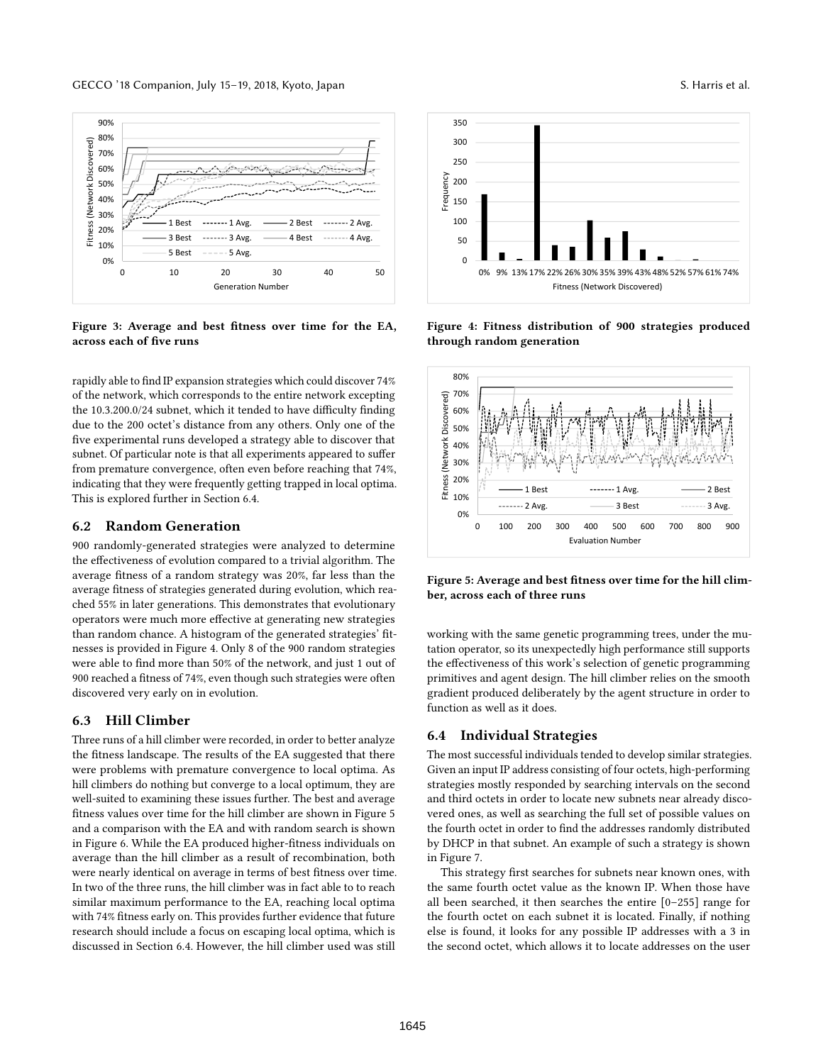Figure 3: Average and best fitness over time for the EA, across each of five runs

rapidly able to find IP expansion strategies which could discover 74% of the network, which corresponds to the entire network excepting the 10.3.200.0/24 subnet, which it tended to have difficulty finding due to the 200 octet's distance from any others. Only one of the five experimental runs developed a strategy able to discover that subnet. Of particular note is that all experiments appeared to suffer from premature convergence, often even before reaching that 74%, indicating that they were frequently getting trapped in local optima. This is explored further in Section 6.4.

## 6.2 Random Generation

900 randomly-generated strategies were analyzed to determine the effectiveness of evolution compared to a trivial algorithm. The average fitness of a random strategy was 20%, far less than the average fitness of strategies generated during evolution, which reached 55% in later generations. This demonstrates that evolutionary operators were much more effective at generating new strategies than random chance. A histogram of the generated strategies' fitnesses is provided in Figure 4. Only 8 of the 900 random strategies were able to find more than 50% of the network, and just 1 out of 900 reached a fitness of 74%, even though such strategies were often discovered very early on in evolution.

## 6.3 Hill Climber

Three runs of a hill climber were recorded, in order to better analyze the fitness landscape. The results of the EA suggested that there were problems with premature convergence to local optima. As hill climbers do nothing but converge to a local optimum, they are well-suited to examining these issues further. The best and average fitness values over time for the hill climber are shown in Figure 5 and a comparison with the EA and with random search is shown in Figure 6. While the EA produced higher-fitness individuals on average than the hill climber as a result of recombination, both were nearly identical on average in terms of best fitness over time. In two of the three runs, the hill climber was in fact able to to reach similar maximum performance to the EA, reaching local optima with 74% fitness early on. This provides further evidence that future research should include a focus on escaping local optima, which is discussed in Section 6.4. However, the hill climber used was still

Figure 4: Fitness distribution of 900 strategies produced through random generation

Figure 5: Average and best fitness over time for the hill climber, across each of three runs

working with the same genetic programming trees, under the mutation operator, so its unexpectedly high performance still supports the effectiveness of this work's selection of genetic programming primitives and agent design. The hill climber relies on the smooth gradient produced deliberately by the agent structure in order to function as well as it does.

## 6.4 Individual Strategies

The most successful individuals tended to develop similar strategies. Given an input IP address consisting of four octets, high-performing strategies mostly responded by searching intervals on the second and third octets in order to locate new subnets near already discovered ones, as well as searching the full set of possible values on the fourth octet in order to find the addresses randomly distributed by DHCP in that subnet. An example of such a strategy is shown in Figure 7.

This strategy first searches for subnets near known ones, with the same fourth octet value as the known IP. When those have all been searched, it then searches the entire [0–255] range for the fourth octet on each subnet it is located. Finally, if nothing else is found, it looks for any possible IP addresses with a 3 in the second octet, which allows it to locate addresses on the user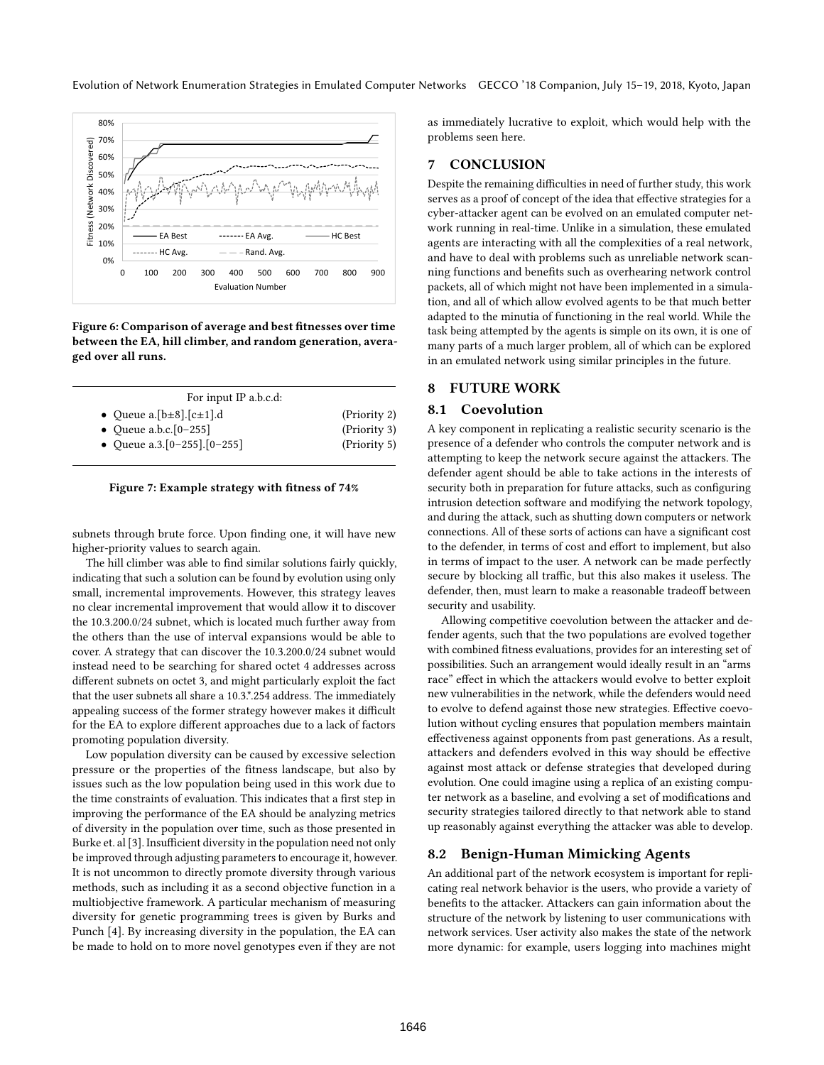Figure 6: Comparison of average and best fitnesses over time between the EA, hill climber, and random generation, averaged over all runs.

For input IP a.b.c.d:

- Queue a.[b±8].[c±1].d (Priority 2)
- Queue a.b.c.[0–255] (Priority 3)
- Queue a.3.[0–255].[0–255] (Priority 5)

**Figure 7: Example strategy with fitness of 74%**

subnets through brute force. Upon finding one, it will have new higher-priority values to search again.

The hill climber was able to find similar solutions fairly quickly, indicating that such a solution can be found by evolution using only small, incremental improvements. However, this strategy leaves no clear incremental improvement that would allow it to discover the 10.3.200.0/24 subnet, which is located much further away from the others than the use of interval expansions would be able to cover. A strategy that can discover the 10.3.200.0/24 subnet would instead need to be searching for shared octet 4 addresses across different subnets on octet 3, and might particularly exploit the fact that the user subnets all share a 10.3.*.254 address. The immediately appealing success of the former strategy however makes it difficult for the EA to explore different approaches due to a lack of factors promoting population diversity.

Low population diversity can be caused by excessive selection pressure or the properties of the fitness landscape, but also by issues such as the low population being used in this work due to the time constraints of evaluation. This indicates that a first step in improving the performance of the EA should be analyzing metrics of diversity in the population over time, such as those presented in Burke et. al [3]. Insufficient diversity in the population need not only be improved through adjusting parameters to encourage it, however. It is not uncommon to directly promote diversity through various methods, such as including it as a second objective function in a multiobjective framework. A particular mechanism of measuring diversity for genetic programming trees is given by Burks and Punch [4]. By increasing diversity in the population, the EA can be made to hold on to more novel genotypes even if they are not as immediately lucrative to exploit, which would help with the problems seen here.

## 7 CONCLUSION

Despite the remaining difficulties in need of further study, this work serves as a proof of concept of the idea that effective strategies for a cyber-attacker agent can be evolved on an emulated computer network running in real-time. Unlike in a simulation, these emulated agents are interacting with all the complexities of a real network, and have to deal with problems such as unreliable network scanning functions and benefits such as overhearing network control packets, all of which might not have been implemented in a simulation, and all of which allow evolved agents to be that much better adapted to the minutia of functioning in the real world. While the task being attempted by the agents is simple on its own, it is one of many parts of a much larger problem, all of which can be explored in an emulated network using similar principles in the future.

## 8 FUTURE WORK

### 8.1 Coevolution

A key component in replicating a realistic security scenario is the presence of a defender who controls the computer network and is attempting to keep the network secure against the attackers. The defender agent should be able to take actions in the interests of security both in preparation for future attacks, such as configuring intrusion detection software and modifying the network topology, and during the attack, such as shutting down computers or network connections. All of these sorts of actions can have a significant cost to the defender, in terms of cost and effort to implement, but also in terms of impact to the user. A network can be made perfectly secure by blocking all traffic, but this also makes it useless. The defender, then, must learn to make a reasonable tradeoff between security and usability.

Allowing competitive coevolution between the attacker and defender agents, such that the two populations are evolved together with combined fitness evaluations, provides for an interesting set of possibilities. Such an arrangement would ideally result in an "arms race" effect in which the attackers would evolve to better exploit new vulnerabilities in the network, while the defenders would need to evolve to defend against those new strategies. Effective coevolution without cycling ensures that population members maintain effectiveness against opponents from past generations. As a result, attackers and defenders evolved in this way should be effective against most attack or defense strategies that developed during evolution. One could imagine using a replica of an existing computer network as a baseline, and evolving a set of modifications and security strategies tailored directly to that network able to stand up reasonably against everything the attacker was able to develop.

### 8.2 Benign-Human Mimicking Agents

An additional part of the network ecosystem is important for replicating real network behavior is the users, who provide a variety of benefits to the attacker. Attackers can gain information about the structure of the network by listening to user communications with network services. User activity also makes the state of the network more dynamic: for example, users logging into machines might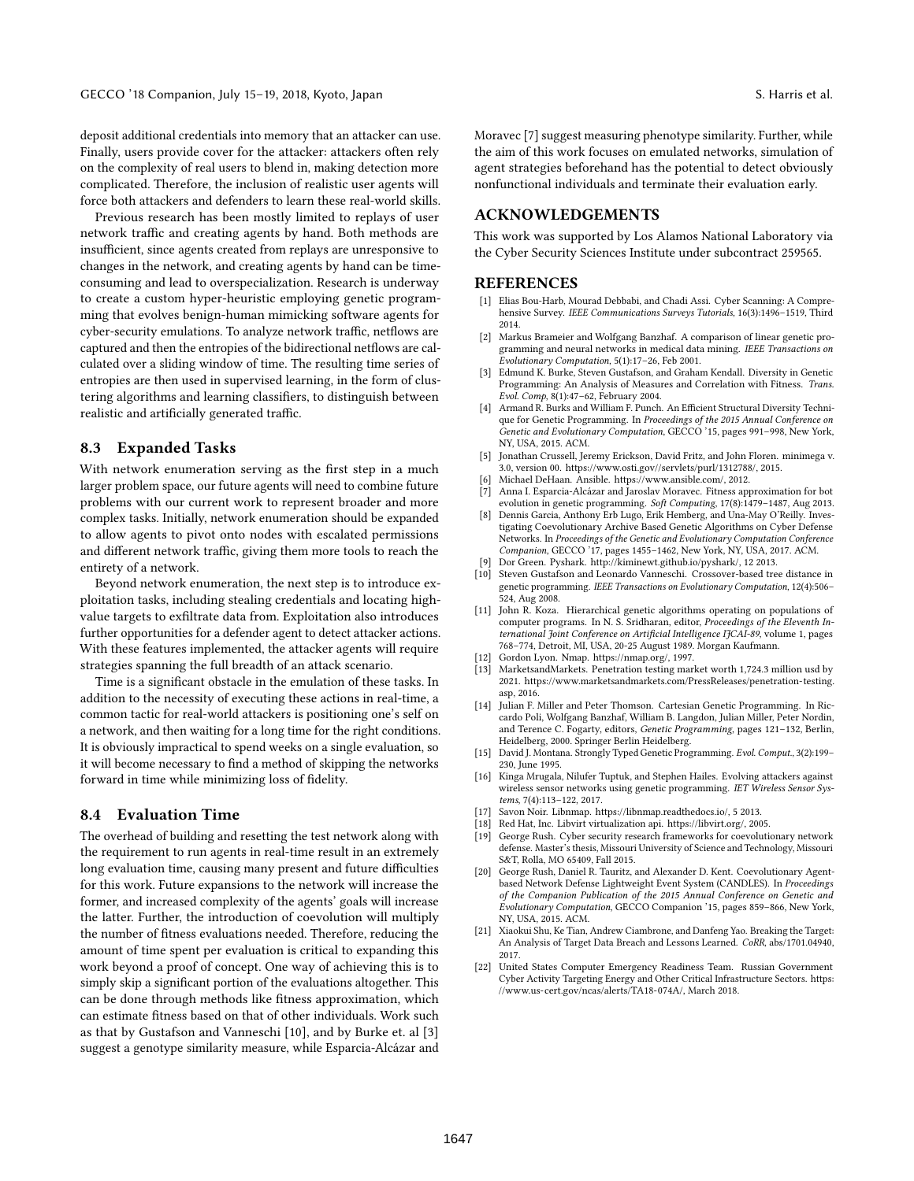deposit additional credentials into memory that an attacker can use. Finally, users provide cover for the attacker: attackers often rely on the complexity of real users to blend in, making detection more complicated. Therefore, the inclusion of realistic user agents will force both attackers and defenders to learn these real-world skills.

Previous research has been mostly limited to replays of user network traffic and creating agents by hand. Both methods are insufficient, since agents created from replays are unresponsive to changes in the network, and creating agents by hand can be time-consuming and lead to overspecialization. Research is underway to create a custom hyper-heuristic employing genetic programming that evolves benign-human mimicking software agents for cyber-security emulations. To analyze network traffic, netflows are captured and then the entropies of the bidirectional netflows are calculated over a sliding window of time. The resulting time series of entropies are then used in supervised learning, in the form of clustering algorithms and learning classifiers, to distinguish between realistic and artificially generated traffic.

### 8.3 Expanded Tasks

With network enumeration serving as the first step in a much larger problem space, our future agents will need to combine future problems with our current work to represent broader and more complex tasks. Initially, network enumeration should be expanded to allow agents to pivot onto nodes with escalated permissions and different network traffic, giving them more tools to reach the entirety of a network.

Beyond network enumeration, the next step is to introduce exploitation tasks, including stealing credentials and locating high-value targets to exfiltrate data from. Exploitation also introduces further opportunities for a defender agent to detect attacker actions. With these features implemented, the attacker agents will require strategies spanning the full breadth of an attack scenario.

Time is a significant obstacle in the emulation of these tasks. In addition to the necessity of executing these actions in real-time, a common tactic for real-world attackers is positioning one's self on a network, and then waiting for a long time for the right conditions. It is obviously impractical to spend weeks on a single evaluation, so it will become necessary to find a method of skipping the networks forward in time while minimizing loss of fidelity.

### 8.4 Evaluation Time

The overhead of building and resetting the test network along with the requirement to run agents in real-time result in an extremely long evaluation time, causing many present and future difficulties for this work. Future expansions to the network will increase the former, and increased complexity of the agents' goals will increase the latter. Further, the introduction of coevolution will multiply the number of fitness evaluations needed. Therefore, reducing the amount of time spent per evaluation is critical to expanding this work beyond a proof of concept. One way of achieving this is to simply skip a significant portion of the evaluations altogether. This can be done through methods like fitness approximation, which can estimate fitness based on that of other individuals. Work such as that by Gustafson and Vanneschi [10], and by Burke et. al [3] suggest a genotype similarity measure, while Esparcia-Alcázar and Moravec [7] suggest measuring phenotype similarity. Further, while the aim of this work focuses on emulated networks, simulation of agent strategies beforehand has the potential to detect obviously nonfunctional individuals and terminate their evaluation early.

## ACKNOWLEDGEMENTS

This work was supported by Los Alamos National Laboratory via the Cyber Security Sciences Institute under subcontract 259565.

## REFERENCES

[1] Elias Bou-Harb, Mourad Debbabi, and Chadi Assi. Cyber Scanning: A Comprehensive Survey. *IEEE Communications Surveys Tutorials*, 16(3):1496–1519, Third 2014.

[2] Markus Brameier and Wolfgang Banzhaf. A comparison of linear genetic programming and neural networks in medical data mining. *IEEE Transactions on Evolutionary Computation*, 5(1):17–26, Feb 2001.

[3] Edmund K. Burke, Steven Gustafson, and Graham Kendall. Diversity in Genetic Programming: An Analysis of Measures and Correlation with Fitness. *Trans. Evol. Comp*, 8(1):47–62, February 2004.

[4] Armand R. Burks and William F. Punch. An Efficient Structural Diversity Technique for Genetic Programming. In *Proceedings of the 2015 Annual Conference on Genetic and Evolutionary Computation*, GECCO '15, pages 991–998, New York, NY, USA, 2015. ACM.

[5] Jonathan Crussell, Jeremy Erickson, David Fritz, and John Floren. minimega v. 3.0, version 00. https://www.osti.gov//servlets/purl/1312788/, 2015.

[6] Michael DeHaan. Ansible. https://www.ansible.com/, 2012.

[7] Anna I. Esparcia-Alcázar and Jaroslav Moravec. Fitness approximation for bot evolution in genetic programming. *Soft Computing*, 17(8):1479–1487, Aug 2013.

[8] Dennis Garcia, Anthony Erb Lugo, Erik Hemberg, and Una-May O'Reilly. Investigating Coevolutionary Archive Based Genetic Algorithms on Cyber Defense Networks. In *Proceedings of the Genetic and Evolutionary Computation Conference Companion*, GECCO '17, pages 1455–1462, New York, NY, USA, 2017. ACM.

[9] Dor Green. Pyshark. http://kiminewt.github.io/pyshark/, 12 2013.

[10] Steven Gustafson and Leonardo Vanneschi. Crossover-based tree distance in genetic programming. *IEEE Transactions on Evolutionary Computation*, 12(4):506–524, Aug 2008.

[11] John R. Koza. Hierarchical genetic algorithms operating on populations of computer programs. In N. S. Sridharan, editor, *Proceedings of the Eleventh International Joint Conference on Artificial Intelligence IJCAI-89*, volume 1, pages 768–774, Detroit, MI, USA, 20-25 August 1989. Morgan Kaufmann.

[12] Gordon Lyon. Nmap. https://nmap.org/, 1997.

[13] MarketsandMarkets. Penetration testing market worth 1,724.3 million usd by 2021. https://www.marketsandmarkets.com/PressReleases/penetration-testing.asp, 2016.

[14] Julian F. Miller and Peter Thomson. Cartesian Genetic Programming. In Riccardo Poli, Wolfgang Banzhaf, William B. Langdon, Julian Miller, Peter Nordin, and Terence C. Fogarty, editors, *Genetic Programming*, pages 121–132, Berlin, Heidelberg, 2000. Springer Berlin Heidelberg.

[15] David J. Montana. Strongly Typed Genetic Programming. *Evol. Comput.*, 3(2):199–230, June 1995.

[16] Kinga Mrugala, Nilufer Tuptuk, and Stephen Hailes. Evolving attackers against wireless sensor networks using genetic programming. *IET Wireless Sensor Systems*, 7(4):113–122, 2017.

[17] Savon Noir. Libnmap. https://libnmap.readthedocs.io/, 5 2013.

[18] Red Hat, Inc. Libvirt virtualization api. https://libvirt.org/, 2005.

[19] George Rush. Cyber security research frameworks for coevolutionary network defense. Master's thesis, Missouri University of Science and Technology, Missouri S&T, Rolla, MO 65409, Fall 2015.

[20] George Rush, Daniel R. Tauritz, and Alexander D. Kent. Coevolutionary Agent-based Network Defense Lightweight Event System (CANDLES). In *Proceedings of the Companion Publication of the 2015 Annual Conference on Genetic and Evolutionary Computation*, GECCO Companion '15, pages 859–866, New York, NY, USA, 2015. ACM.

[21] Xiaokui Shu, Ke Tian, Andrew Ciambrone, and Danfeng Yao. Breaking the Target: An Analysis of Target Data Breach and Lessons Learned. *CoRR*, abs/1701.04940, 2017.

[22] United States Computer Emergency Readiness Team. Russian Government Cyber Activity Targeting Energy and Other Critical Infrastructure Sectors. https://www.us-cert.gov/ncas/alerts/TA18-074A/, March 2018.